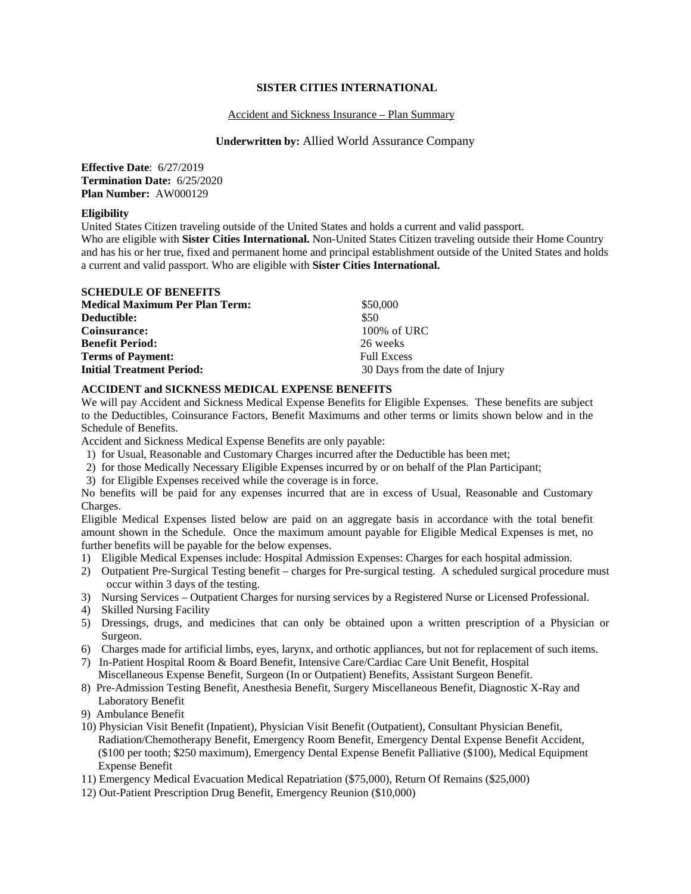**SISTER CITIES INTERNATIONAL**

Accident and Sickness Insurance – Plan Summary

**Underwritten by:** Allied World Assurance Company

**Effective Date**: 6/27/2019
**Termination Date:** 6/25/2020
**Plan Number:** AW000129

**Eligibility**

United States Citizen traveling outside of the United States and holds a current and valid passport. Who are eligible with **Sister Cities International.** Non-United States Citizen traveling outside their Home Country and has his or her true, fixed and permanent home and principal establishment outside of the United States and holds a current and valid passport. Who are eligible with **Sister Cities International.**

**SCHEDULE OF BENEFITS**

| | |
|---|---|
| **Medical Maximum Per Plan Term:** | $50,000 |
| **Deductible:** | $50 |
| **Coinsurance:** | 100% of URC |
| **Benefit Period:** | 26 weeks |
| **Terms of Payment:** | Full Excess |
| **Initial Treatment Period:** | 30 Days from the date of Injury |

**ACCIDENT and SICKNESS MEDICAL EXPENSE BENEFITS**

We will pay Accident and Sickness Medical Expense Benefits for Eligible Expenses. These benefits are subject to the Deductibles, Coinsurance Factors, Benefit Maximums and other terms or limits shown below and in the Schedule of Benefits.

Accident and Sickness Medical Expense Benefits are only payable:

1) for Usual, Reasonable and Customary Charges incurred after the Deductible has been met;
2) for those Medically Necessary Eligible Expenses incurred by or on behalf of the Plan Participant;
3) for Eligible Expenses received while the coverage is in force.

No benefits will be paid for any expenses incurred that are in excess of Usual, Reasonable and Customary Charges.

Eligible Medical Expenses listed below are paid on an aggregate basis in accordance with the total benefit amount shown in the Schedule. Once the maximum amount payable for Eligible Medical Expenses is met, no further benefits will be payable for the below expenses.

1) Eligible Medical Expenses include: Hospital Admission Expenses: Charges for each hospital admission.
2) Outpatient Pre-Surgical Testing benefit – charges for Pre-surgical testing. A scheduled surgical procedure must occur within 3 days of the testing.
3) Nursing Services – Outpatient Charges for nursing services by a Registered Nurse or Licensed Professional.
4) Skilled Nursing Facility
5) Dressings, drugs, and medicines that can only be obtained upon a written prescription of a Physician or Surgeon.
6) Charges made for artificial limbs, eyes, larynx, and orthotic appliances, but not for replacement of such items.
7) In-Patient Hospital Room & Board Benefit, Intensive Care/Cardiac Care Unit Benefit, Hospital Miscellaneous Expense Benefit, Surgeon (In or Outpatient) Benefits, Assistant Surgeon Benefit.
8) Pre-Admission Testing Benefit, Anesthesia Benefit, Surgery Miscellaneous Benefit, Diagnostic X-Ray and Laboratory Benefit
9) Ambulance Benefit
10) Physician Visit Benefit (Inpatient), Physician Visit Benefit (Outpatient), Consultant Physician Benefit, Radiation/Chemotherapy Benefit, Emergency Room Benefit, Emergency Dental Expense Benefit Accident, ($100 per tooth; $250 maximum), Emergency Dental Expense Benefit Palliative ($100), Medical Equipment Expense Benefit
11) Emergency Medical Evacuation Medical Repatriation ($75,000), Return Of Remains ($25,000)
12) Out-Patient Prescription Drug Benefit, Emergency Reunion ($10,000)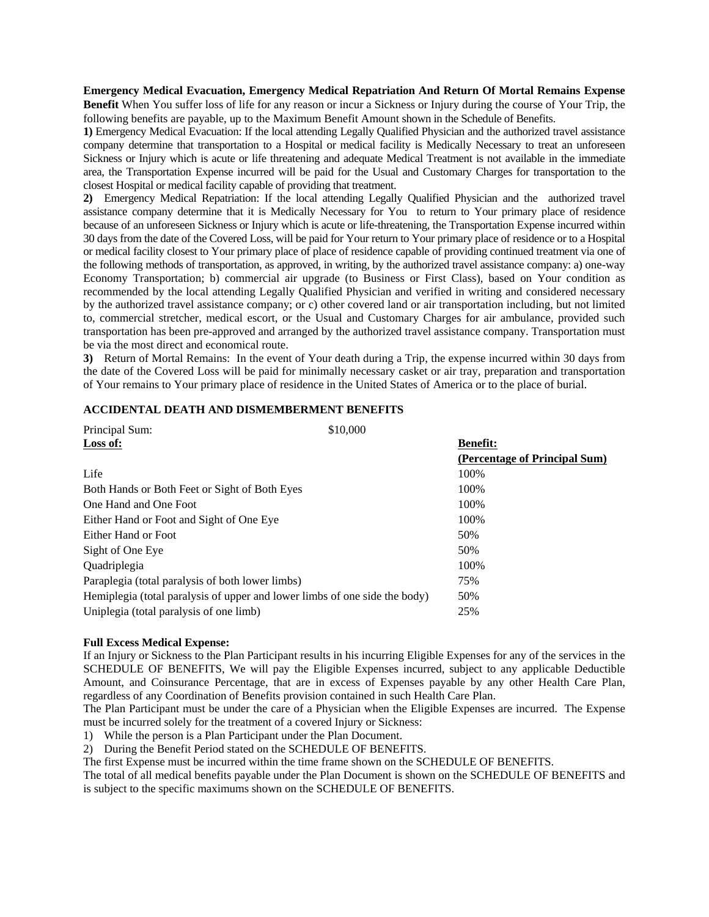**Emergency Medical Evacuation, Emergency Medical Repatriation And Return Of Mortal Remains Expense Benefit** When You suffer loss of life for any reason or incur a Sickness or Injury during the course of Your Trip, the following benefits are payable, up to the Maximum Benefit Amount shown in the Schedule of Benefits.

**1)** Emergency Medical Evacuation: If the local attending Legally Qualified Physician and the authorized travel assistance company determine that transportation to a Hospital or medical facility is Medically Necessary to treat an unforeseen Sickness or Injury which is acute or life threatening and adequate Medical Treatment is not available in the immediate area, the Transportation Expense incurred will be paid for the Usual and Customary Charges for transportation to the closest Hospital or medical facility capable of providing that treatment.

**2)** Emergency Medical Repatriation: If the local attending Legally Qualified Physician and the authorized travel assistance company determine that it is Medically Necessary for You to return to Your primary place of residence because of an unforeseen Sickness or Injury which is acute or life-threatening, the Transportation Expense incurred within 30 days from the date of the Covered Loss, will be paid for Your return to Your primary place of residence or to a Hospital or medical facility closest to Your primary place of place of residence capable of providing continued treatment via one of the following methods of transportation, as approved, in writing, by the authorized travel assistance company: a) one-way Economy Transportation; b) commercial air upgrade (to Business or First Class), based on Your condition as recommended by the local attending Legally Qualified Physician and verified in writing and considered necessary by the authorized travel assistance company; or c) other covered land or air transportation including, but not limited to, commercial stretcher, medical escort, or the Usual and Customary Charges for air ambulance, provided such transportation has been pre-approved and arranged by the authorized travel assistance company. Transportation must be via the most direct and economical route.

**3)** Return of Mortal Remains: In the event of Your death during a Trip, the expense incurred within 30 days from the date of the Covered Loss will be paid for minimally necessary casket or air tray, preparation and transportation of Your remains to Your primary place of residence in the United States of America or to the place of burial.

## ACCIDENTAL DEATH AND DISMEMBERMENT BENEFITS

Principal Sum: $10,000

| **Loss of:** | **Benefit: (Percentage of Principal Sum)** |
|---|---|
| Life | 100% |
| Both Hands or Both Feet or Sight of Both Eyes | 100% |
| One Hand and One Foot | 100% |
| Either Hand or Foot and Sight of One Eye | 100% |
| Either Hand or Foot | 50% |
| Sight of One Eye | 50% |
| Quadriplegia | 100% |
| Paraplegia (total paralysis of both lower limbs) | 75% |
| Hemiplegia (total paralysis of upper and lower limbs of one side the body) | 50% |
| Uniplegia (total paralysis of one limb) | 25% |

**Full Excess Medical Expense:**

If an Injury or Sickness to the Plan Participant results in his incurring Eligible Expenses for any of the services in the SCHEDULE OF BENEFITS, We will pay the Eligible Expenses incurred, subject to any applicable Deductible Amount, and Coinsurance Percentage, that are in excess of Expenses payable by any other Health Care Plan, regardless of any Coordination of Benefits provision contained in such Health Care Plan.

The Plan Participant must be under the care of a Physician when the Eligible Expenses are incurred. The Expense must be incurred solely for the treatment of a covered Injury or Sickness:

1) While the person is a Plan Participant under the Plan Document.
2) During the Benefit Period stated on the SCHEDULE OF BENEFITS.

The first Expense must be incurred within the time frame shown on the SCHEDULE OF BENEFITS.

The total of all medical benefits payable under the Plan Document is shown on the SCHEDULE OF BENEFITS and is subject to the specific maximums shown on the SCHEDULE OF BENEFITS.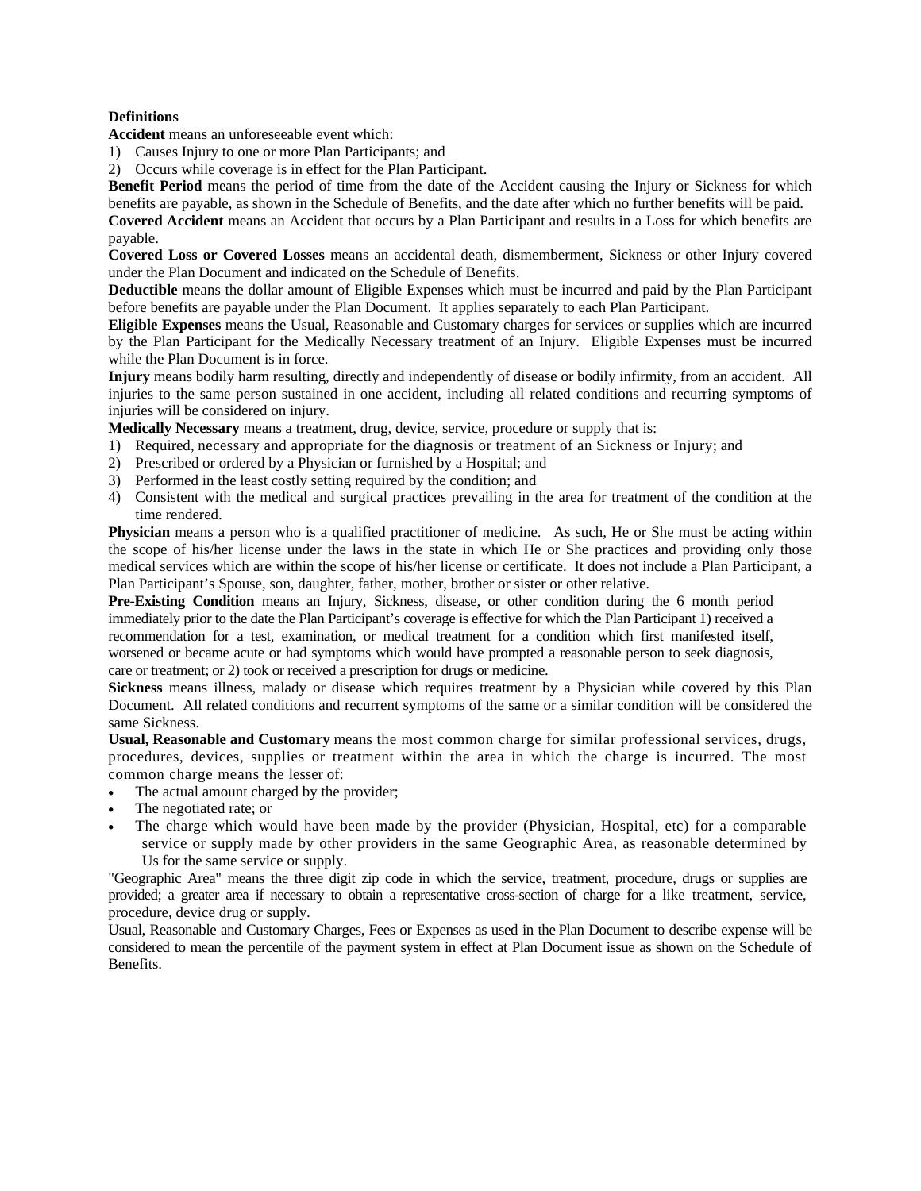**Definitions**

**Accident** means an unforeseeable event which:

1) Causes Injury to one or more Plan Participants; and
2) Occurs while coverage is in effect for the Plan Participant.

**Benefit Period** means the period of time from the date of the Accident causing the Injury or Sickness for which benefits are payable, as shown in the Schedule of Benefits, and the date after which no further benefits will be paid.

**Covered Accident** means an Accident that occurs by a Plan Participant and results in a Loss for which benefits are payable.

**Covered Loss or Covered Losses** means an accidental death, dismemberment, Sickness or other Injury covered under the Plan Document and indicated on the Schedule of Benefits.

**Deductible** means the dollar amount of Eligible Expenses which must be incurred and paid by the Plan Participant before benefits are payable under the Plan Document. It applies separately to each Plan Participant.

**Eligible Expenses** means the Usual, Reasonable and Customary charges for services or supplies which are incurred by the Plan Participant for the Medically Necessary treatment of an Injury. Eligible Expenses must be incurred while the Plan Document is in force.

**Injury** means bodily harm resulting, directly and independently of disease or bodily infirmity, from an accident. All injuries to the same person sustained in one accident, including all related conditions and recurring symptoms of injuries will be considered on injury.

**Medically Necessary** means a treatment, drug, device, service, procedure or supply that is:

1) Required, necessary and appropriate for the diagnosis or treatment of an Sickness or Injury; and
2) Prescribed or ordered by a Physician or furnished by a Hospital; and
3) Performed in the least costly setting required by the condition; and
4) Consistent with the medical and surgical practices prevailing in the area for treatment of the condition at the time rendered.

**Physician** means a person who is a qualified practitioner of medicine. As such, He or She must be acting within the scope of his/her license under the laws in the state in which He or She practices and providing only those medical services which are within the scope of his/her license or certificate. It does not include a Plan Participant, a Plan Participant's Spouse, son, daughter, father, mother, brother or sister or other relative.

**Pre-Existing Condition** means an Injury, Sickness, disease, or other condition during the 6 month period immediately prior to the date the Plan Participant's coverage is effective for which the Plan Participant 1) received a recommendation for a test, examination, or medical treatment for a condition which first manifested itself, worsened or became acute or had symptoms which would have prompted a reasonable person to seek diagnosis, care or treatment; or 2) took or received a prescription for drugs or medicine.

**Sickness** means illness, malady or disease which requires treatment by a Physician while covered by this Plan Document. All related conditions and recurrent symptoms of the same or a similar condition will be considered the same Sickness.

**Usual, Reasonable and Customary** means the most common charge for similar professional services, drugs, procedures, devices, supplies or treatment within the area in which the charge is incurred. The most common charge means the lesser of:

- The actual amount charged by the provider;
- The negotiated rate; or
- The charge which would have been made by the provider (Physician, Hospital, etc) for a comparable service or supply made by other providers in the same Geographic Area, as reasonable determined by Us for the same service or supply.

"Geographic Area" means the three digit zip code in which the service, treatment, procedure, drugs or supplies are provided; a greater area if necessary to obtain a representative cross-section of charge for a like treatment, service, procedure, device drug or supply.

Usual, Reasonable and Customary Charges, Fees or Expenses as used in the Plan Document to describe expense will be considered to mean the percentile of the payment system in effect at Plan Document issue as shown on the Schedule of Benefits.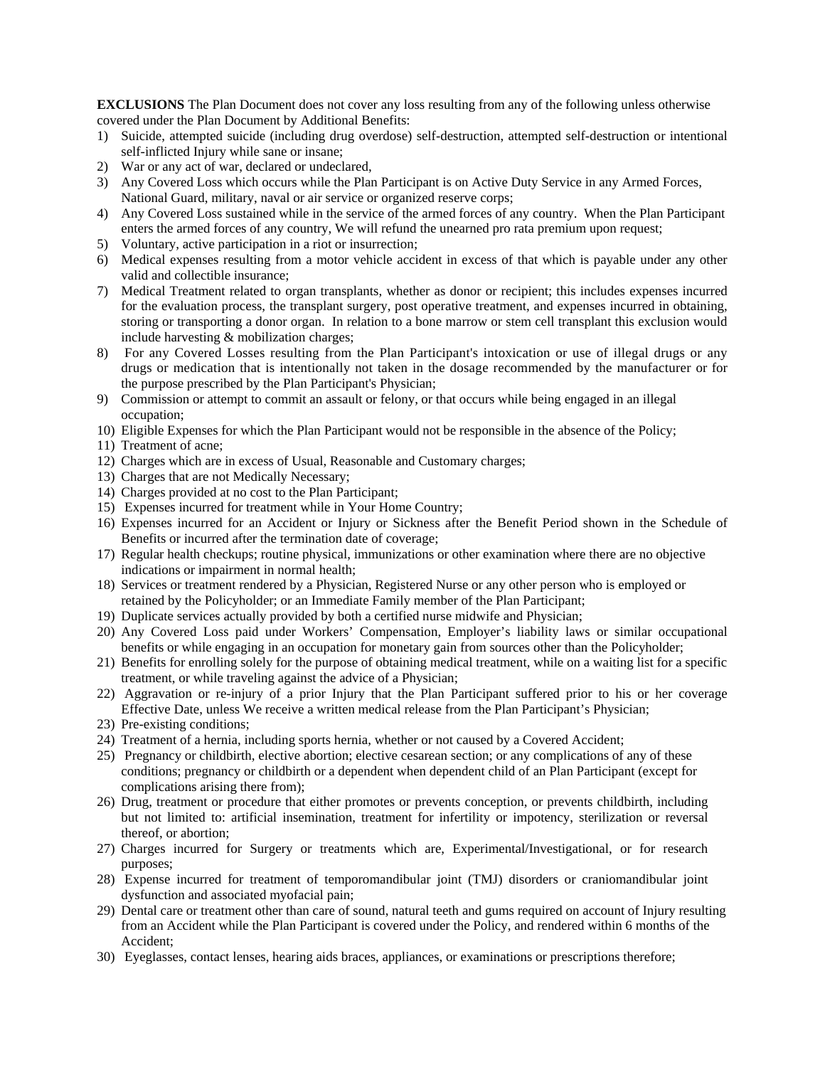**EXCLUSIONS** The Plan Document does not cover any loss resulting from any of the following unless otherwise covered under the Plan Document by Additional Benefits:

1) Suicide, attempted suicide (including drug overdose) self-destruction, attempted self-destruction or intentional self-inflicted Injury while sane or insane;
2) War or any act of war, declared or undeclared,
3) Any Covered Loss which occurs while the Plan Participant is on Active Duty Service in any Armed Forces, National Guard, military, naval or air service or organized reserve corps;
4) Any Covered Loss sustained while in the service of the armed forces of any country. When the Plan Participant enters the armed forces of any country, We will refund the unearned pro rata premium upon request;
5) Voluntary, active participation in a riot or insurrection;
6) Medical expenses resulting from a motor vehicle accident in excess of that which is payable under any other valid and collectible insurance;
7) Medical Treatment related to organ transplants, whether as donor or recipient; this includes expenses incurred for the evaluation process, the transplant surgery, post operative treatment, and expenses incurred in obtaining, storing or transporting a donor organ. In relation to a bone marrow or stem cell transplant this exclusion would include harvesting & mobilization charges;
8) For any Covered Losses resulting from the Plan Participant's intoxication or use of illegal drugs or any drugs or medication that is intentionally not taken in the dosage recommended by the manufacturer or for the purpose prescribed by the Plan Participant's Physician;
9) Commission or attempt to commit an assault or felony, or that occurs while being engaged in an illegal occupation;
10) Eligible Expenses for which the Plan Participant would not be responsible in the absence of the Policy;
11) Treatment of acne;
12) Charges which are in excess of Usual, Reasonable and Customary charges;
13) Charges that are not Medically Necessary;
14) Charges provided at no cost to the Plan Participant;
15) Expenses incurred for treatment while in Your Home Country;
16) Expenses incurred for an Accident or Injury or Sickness after the Benefit Period shown in the Schedule of Benefits or incurred after the termination date of coverage;
17) Regular health checkups; routine physical, immunizations or other examination where there are no objective indications or impairment in normal health;
18) Services or treatment rendered by a Physician, Registered Nurse or any other person who is employed or retained by the Policyholder; or an Immediate Family member of the Plan Participant;
19) Duplicate services actually provided by both a certified nurse midwife and Physician;
20) Any Covered Loss paid under Workers' Compensation, Employer's liability laws or similar occupational benefits or while engaging in an occupation for monetary gain from sources other than the Policyholder;
21) Benefits for enrolling solely for the purpose of obtaining medical treatment, while on a waiting list for a specific treatment, or while traveling against the advice of a Physician;
22) Aggravation or re-injury of a prior Injury that the Plan Participant suffered prior to his or her coverage Effective Date, unless We receive a written medical release from the Plan Participant's Physician;
23) Pre-existing conditions;
24) Treatment of a hernia, including sports hernia, whether or not caused by a Covered Accident;
25) Pregnancy or childbirth, elective abortion; elective cesarean section; or any complications of any of these conditions; pregnancy or childbirth or a dependent when dependent child of an Plan Participant (except for complications arising there from);
26) Drug, treatment or procedure that either promotes or prevents conception, or prevents childbirth, including but not limited to: artificial insemination, treatment for infertility or impotency, sterilization or reversal thereof, or abortion;
27) Charges incurred for Surgery or treatments which are, Experimental/Investigational, or for research purposes;
28) Expense incurred for treatment of temporomandibular joint (TMJ) disorders or craniomandibular joint dysfunction and associated myofacial pain;
29) Dental care or treatment other than care of sound, natural teeth and gums required on account of Injury resulting from an Accident while the Plan Participant is covered under the Policy, and rendered within 6 months of the Accident;
30) Eyeglasses, contact lenses, hearing aids braces, appliances, or examinations or prescriptions therefore;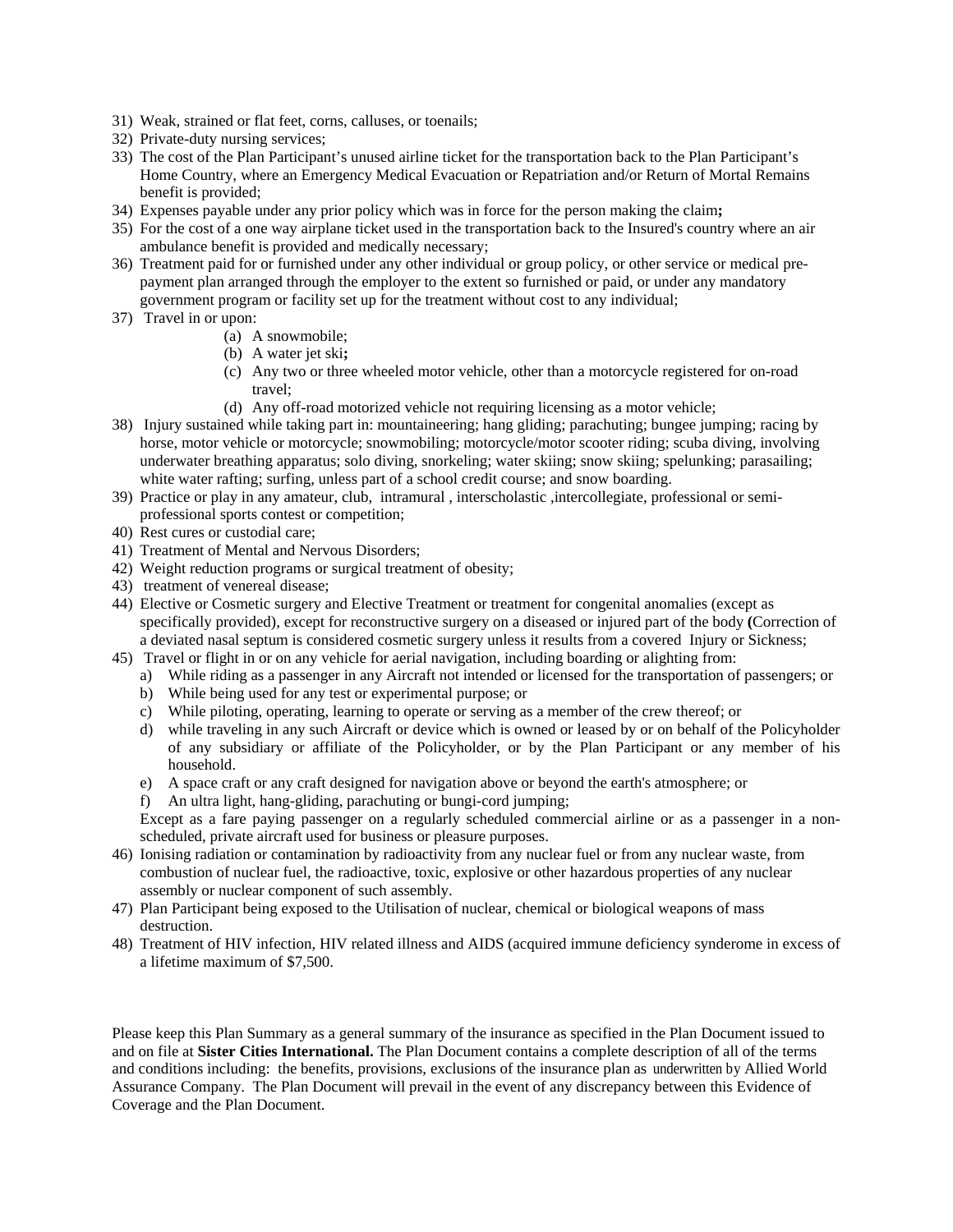31) Weak, strained or flat feet, corns, calluses, or toenails;
32) Private-duty nursing services;
33) The cost of the Plan Participant's unused airline ticket for the transportation back to the Plan Participant's Home Country, where an Emergency Medical Evacuation or Repatriation and/or Return of Mortal Remains benefit is provided;
34) Expenses payable under any prior policy which was in force for the person making the claim**;**
35) For the cost of a one way airplane ticket used in the transportation back to the Insured's country where an air ambulance benefit is provided and medically necessary;
36) Treatment paid for or furnished under any other individual or group policy, or other service or medical pre-payment plan arranged through the employer to the extent so furnished or paid, or under any mandatory government program or facility set up for the treatment without cost to any individual;
37) Travel in or upon:
    (a) A snowmobile;
    (b) A water jet ski**;**
    (c) Any two or three wheeled motor vehicle, other than a motorcycle registered for on-road travel;
    (d) Any off-road motorized vehicle not requiring licensing as a motor vehicle;
38) Injury sustained while taking part in: mountaineering; hang gliding; parachuting; bungee jumping; racing by horse, motor vehicle or motorcycle; snowmobiling; motorcycle/motor scooter riding; scuba diving, involving underwater breathing apparatus; solo diving, snorkeling; water skiing; snow skiing; spelunking; parasailing; white water rafting; surfing, unless part of a school credit course; and snow boarding.
39) Practice or play in any amateur, club, intramural , interscholastic ,intercollegiate, professional or semi-professional sports contest or competition;
40) Rest cures or custodial care;
41) Treatment of Mental and Nervous Disorders;
42) Weight reduction programs or surgical treatment of obesity;
43) treatment of venereal disease;
44) Elective or Cosmetic surgery and Elective Treatment or treatment for congenital anomalies (except as specifically provided), except for reconstructive surgery on a diseased or injured part of the body **(**Correction of a deviated nasal septum is considered cosmetic surgery unless it results from a covered Injury or Sickness;
45) Travel or flight in or on any vehicle for aerial navigation, including boarding or alighting from:
    a) While riding as a passenger in any Aircraft not intended or licensed for the transportation of passengers; or
    b) While being used for any test or experimental purpose; or
    c) While piloting, operating, learning to operate or serving as a member of the crew thereof; or
    d) while traveling in any such Aircraft or device which is owned or leased by or on behalf of the Policyholder of any subsidiary or affiliate of the Policyholder, or by the Plan Participant or any member of his household.
    e) A space craft or any craft designed for navigation above or beyond the earth's atmosphere; or
    f) An ultra light, hang-gliding, parachuting or bungi-cord jumping;

    Except as a fare paying passenger on a regularly scheduled commercial airline or as a passenger in a non-scheduled, private aircraft used for business or pleasure purposes.
46) Ionising radiation or contamination by radioactivity from any nuclear fuel or from any nuclear waste, from combustion of nuclear fuel, the radioactive, toxic, explosive or other hazardous properties of any nuclear assembly or nuclear component of such assembly.
47) Plan Participant being exposed to the Utilisation of nuclear, chemical or biological weapons of mass destruction.
48) Treatment of HIV infection, HIV related illness and AIDS (acquired immune deficiency synderome in excess of a lifetime maximum of $7,500.

Please keep this Plan Summary as a general summary of the insurance as specified in the Plan Document issued to and on file at **Sister Cities International.** The Plan Document contains a complete description of all of the terms and conditions including: the benefits, provisions, exclusions of the insurance plan as underwritten by Allied World Assurance Company. The Plan Document will prevail in the event of any discrepancy between this Evidence of Coverage and the Plan Document.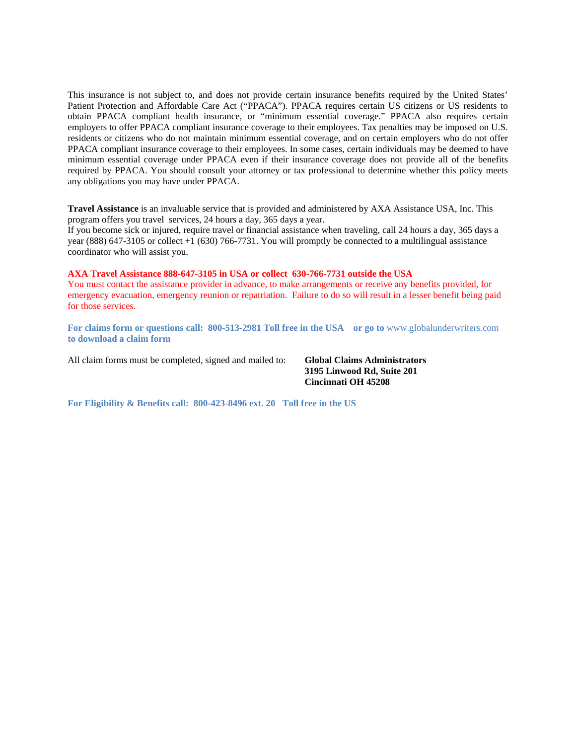This insurance is not subject to, and does not provide certain insurance benefits required by the United States' Patient Protection and Affordable Care Act ("PPACA"). PPACA requires certain US citizens or US residents to obtain PPACA compliant health insurance, or "minimum essential coverage." PPACA also requires certain employers to offer PPACA compliant insurance coverage to their employees. Tax penalties may be imposed on U.S. residents or citizens who do not maintain minimum essential coverage, and on certain employers who do not offer PPACA compliant insurance coverage to their employees. In some cases, certain individuals may be deemed to have minimum essential coverage under PPACA even if their insurance coverage does not provide all of the benefits required by PPACA. You should consult your attorney or tax professional to determine whether this policy meets any obligations you may have under PPACA.

**Travel Assistance** is an invaluable service that is provided and administered by AXA Assistance USA, Inc. This program offers you travel services, 24 hours a day, 365 days a year.
If you become sick or injured, require travel or financial assistance when traveling, call 24 hours a day, 365 days a year (888) 647-3105 or collect +1 (630) 766-7731. You will promptly be connected to a multilingual assistance coordinator who will assist you.

**AXA Travel Assistance 888-647-3105 in USA or collect 630-766-7731 outside the USA**
You must contact the assistance provider in advance, to make arrangements or receive any benefits provided, for emergency evacuation, emergency reunion or repatriation. Failure to do so will result in a lesser benefit being paid for those services.

**For claims form or questions call: 800-513-2981 Toll free in the USA or go to** www.globalunderwriters.com **to download a claim form**

All claim forms must be completed, signed and mailed to:

**Global Claims Administrators**
**3195 Linwood Rd, Suite 201**
**Cincinnati OH 45208**

**For Eligibility & Benefits call: 800-423-8496 ext. 20 Toll free in the US**